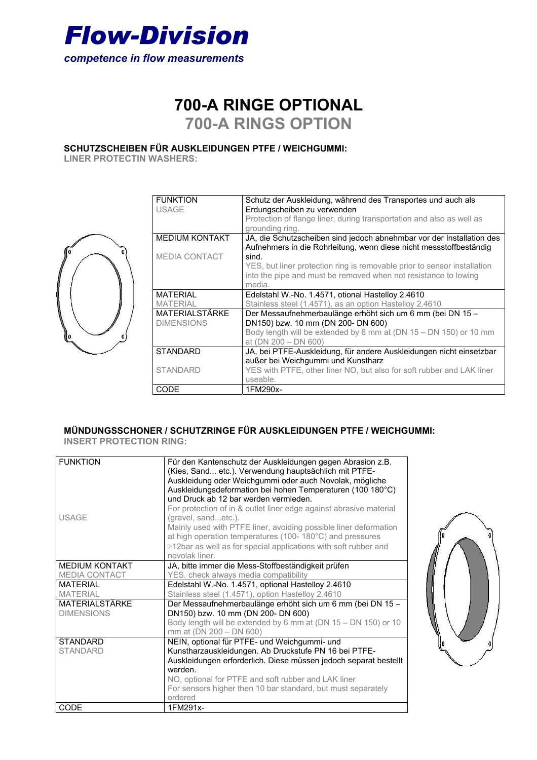# Flow-Division

*competence in flow measurements*

# 700-A RINGE OPTIONAL

## 700-A RINGS OPTION

### SCHUTZSCHEIBEN FÜR AUSKLEIDUNGEN PTFE / WEICHGUMMI:

**LINER PROTECTIN WASHERS:**

| | |
|---|---|
| FUNKTION<br>USAGE | Schutz der Auskleidung, während des Transportes und auch als Erdungscheiben zu verwenden<br>Protection of flange liner, during transportation and also as well as grounding ring. |
| MEDIUM KONTAKT<br>MEDIA CONTACT | JA, die Schutzscheiben sind jedoch abnehmbar vor der Installation des Aufnehmers in die Rohrleitung, wenn diese nicht messstoffbeständig sind.<br>YES, but liner protection ring is removable prior to sensor installation into the pipe and must be removed when not resistance to lowing media. |
| MATERIAL<br>MATERIAL | Edelstahl W.-No. 1.4571, otional Hastelloy 2.4610<br>Stainless steel (1.4571), as an option Hastelloy 2.4610 |
| MATERIALSTÄRKE<br>DIMENSIONS | Der Messaufnehmerbaulänge erhöht sich um 6 mm (bei DN 15 – DN150) bzw. 10 mm (DN 200- DN 600)<br>Body length will be extended by 6 mm at (DN 15 – DN 150) or 10 mm at (DN 200 – DN 600) |
| STANDARD<br>STANDARD | JA, bei PTFE-Auskleidung, für andere Auskleidungen nicht einsetzbar außer bei Weichgummi und Kunstharz<br>YES with PTFE, other liner NO, but also for soft rubber and LAK liner useable. |
| CODE | 1FM290x- |

### MÜNDUNGSSCHONER / SCHUTZRINGE FÜR AUSKLEIDUNGEN PTFE / WEICHGUMMI:

**INSERT PROTECTION RING:**

| | |
|---|---|
| FUNKTION<br>USAGE | Für den Kantenschutz der Auskleidungen gegen Abrasion z.B. (Kies, Sand... etc.). Verwendung hauptsächlich mit PTFE-Auskleidung oder Weichgummi oder auch Novolak, mögliche Auskleidungsdeformation bei hohen Temperaturen (100 180°C) und Druck ab 12 bar werden vermieden.<br>For protection of in & outlet liner edge against abrasive material (gravel, sand...etc.).<br>Mainly used with PTFE liner, avoiding possible liner deformation at high operation temperatures (100- 180°C) and pressures ≥12bar as well as for special applications with soft rubber and novolak liner. |
| MEDIUM KONTAKT<br>MEDIA CONTACT | JA, bitte immer die Mess-Stoffbeständigkeit prüfen<br>YES, check always media compatibility |
| MATERIAL<br>MATERIAL | Edelstahl W.-No. 1.4571, optional Hastelloy 2.4610<br>Stainless steel (1.4571), option Hastelloy 2.4610 |
| MATERIALSTÄRKE<br>DIMENSIONS | Der Messaufnehmerbaulänge erhöht sich um 6 mm (bei DN 15 – DN150) bzw. 10 mm (DN 200- DN 600)<br>Body length will be extended by 6 mm at (DN 15 – DN 150) or 10 mm at (DN 200 – DN 600) |
| STANDARD<br>STANDARD | NEIN, optional für PTFE- und Weichgummi- und Kunstharzauskleidungen. Ab Druckstufe PN 16 bei PTFE-Auskleidungen erforderlich. Diese müssen jedoch separat bestellt werden.<br>NO, optional for PTFE and soft rubber and LAK liner<br>For sensors higher then 10 bar standard, but must separately ordered |
| CODE | 1FM291x- |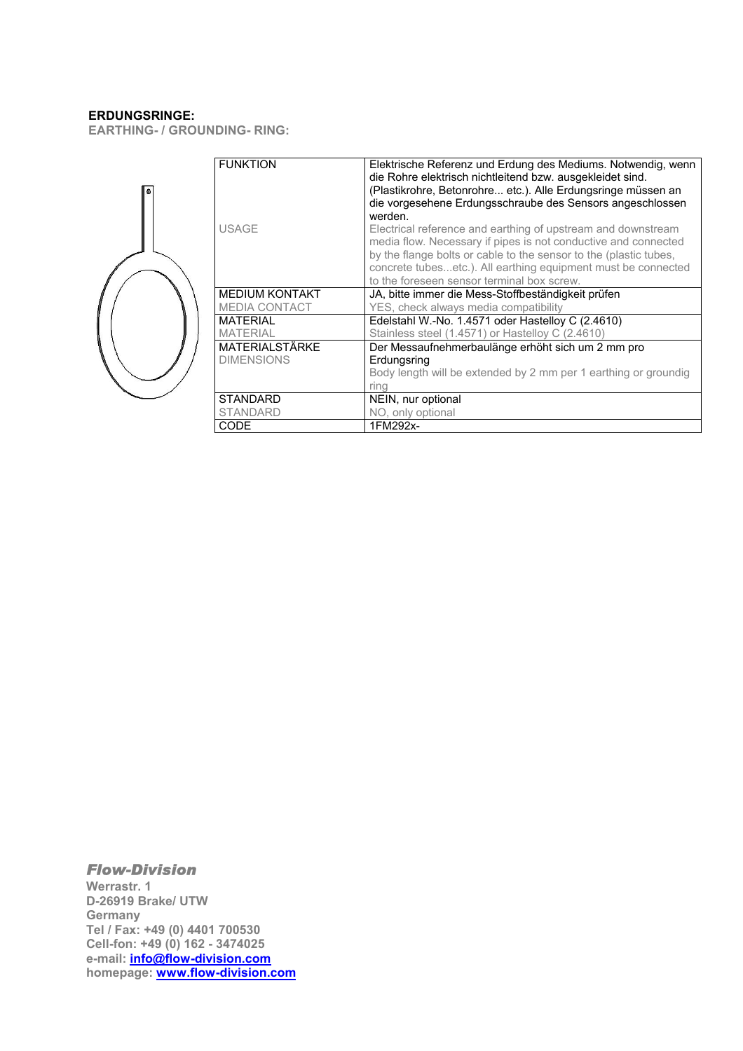**ERDUNGSRINGE:**
**EARTHING- / GROUNDING- RING:**

| | |
|---|---|
| FUNKTION<br><br><br><br>USAGE | Elektrische Referenz und Erdung des Mediums. Notwendig, wenn die Rohre elektrisch nichtleitend bzw. ausgekleidet sind. (Plastikrohre, Betonrohre... etc.). Alle Erdungsringe müssen an die vorgesehene Erdungsschraube des Sensors angeschlossen werden.<br>Electrical reference and earthing of upstream and downstream media flow. Necessary if pipes is not conductive and connected by the flange bolts or cable to the sensor to the (plastic tubes, concrete tubes...etc.). All earthing equipment must be connected to the foreseen sensor terminal box screw. |
| MEDIUM KONTAKT<br>MEDIA CONTACT | JA, bitte immer die Mess-Stoffbeständigkeit prüfen<br>YES, check always media compatibility |
| MATERIAL<br>MATERIAL | Edelstahl W.-No. 1.4571 oder Hastelloy C (2.4610)<br>Stainless steel (1.4571) or Hastelloy C (2.4610) |
| MATERIALSTÄRKE<br>DIMENSIONS | Der Messaufnehmerbaulänge erhöht sich um 2 mm pro Erdungsring<br>Body length will be extended by 2 mm per 1 earthing or groundig ring |
| STANDARD<br>STANDARD | NEIN, nur optional<br>NO, only optional |
| CODE | 1FM292x- |

***Flow-Division***
**Werrastr. 1**
**D-26919 Brake/ UTW**
**Germany**
**Tel / Fax: +49 (0) 4401 700530**
**Cell-fon: +49 (0) 162 - 3474025**
**e-mail: [info@flow-division.com](mailto:info@flow-division.com)**
**homepage: [www.flow-division.com](http://www.flow-division.com)**